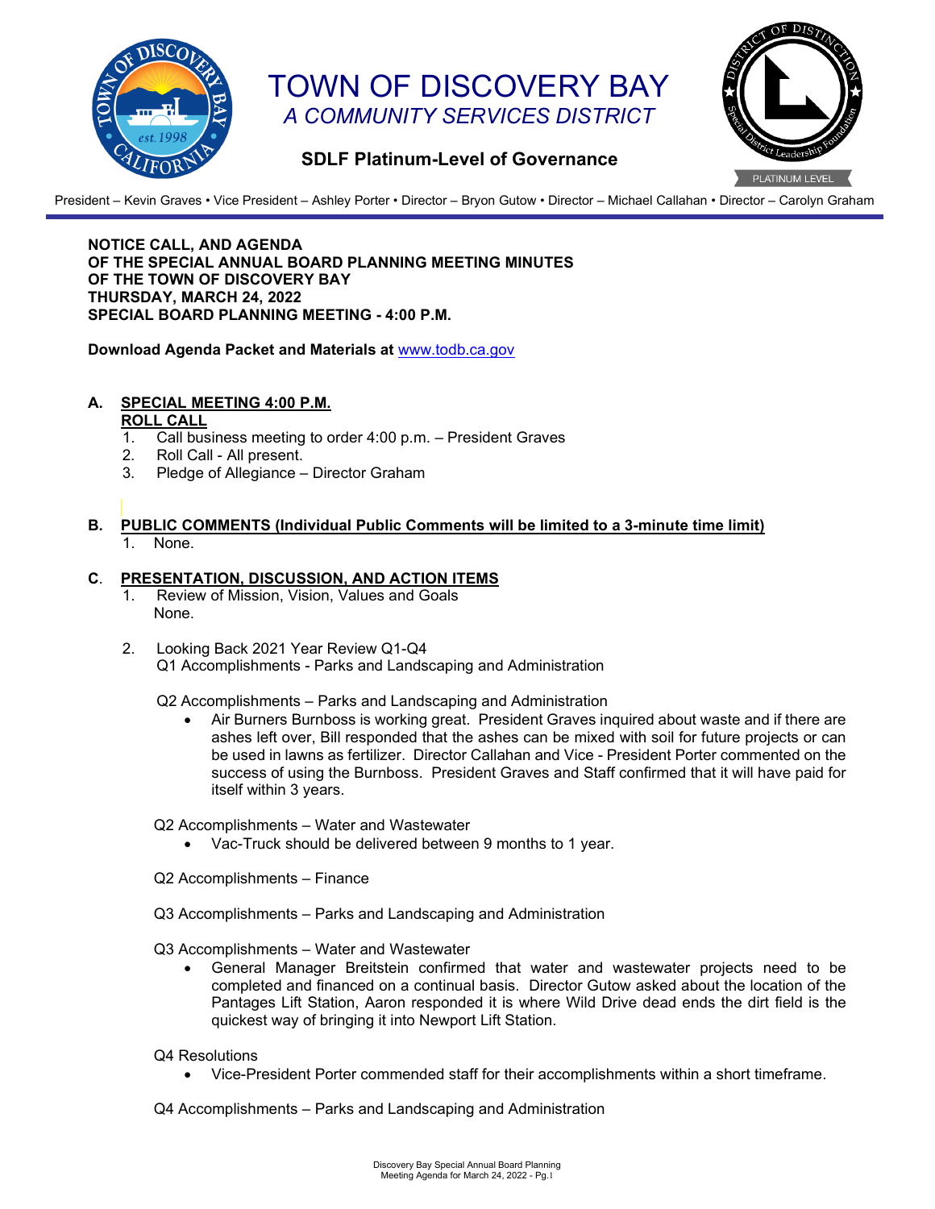# TOWN OF DISCOVERY BAY

*A COMMUNITY SERVICES DISTRICT*

**SDLF Platinum-Level of Governance**

President – Kevin Graves • Vice President – Ashley Porter • Director – Bryon Gutow • Director – Michael Callahan • Director – Carolyn Graham

**NOTICE CALL, AND AGENDA**
**OF THE SPECIAL ANNUAL BOARD PLANNING MEETING MINUTES**
**OF THE TOWN OF DISCOVERY BAY**
**THURSDAY, MARCH 24, 2022**
**SPECIAL BOARD PLANNING MEETING - 4:00 P.M.**

**Download Agenda Packet and Materials at** www.todb.ca.gov

**A. SPECIAL MEETING 4:00 P.M.**
**ROLL CALL**

1. Call business meeting to order 4:00 p.m. – President Graves
2. Roll Call - All present.
3. Pledge of Allegiance – Director Graham

**B. PUBLIC COMMENTS (Individual Public Comments will be limited to a 3-minute time limit)**

1. None.

**C. PRESENTATION, DISCUSSION, AND ACTION ITEMS**

1. Review of Mission, Vision, Values and Goals
   None.

2. Looking Back 2021 Year Review Q1-Q4
   Q1 Accomplishments - Parks and Landscaping and Administration

   Q2 Accomplishments – Parks and Landscaping and Administration
   - Air Burners Burnboss is working great. President Graves inquired about waste and if there are ashes left over, Bill responded that the ashes can be mixed with soil for future projects or can be used in lawns as fertilizer. Director Callahan and Vice - President Porter commented on the success of using the Burnboss. President Graves and Staff confirmed that it will have paid for itself within 3 years.

   Q2 Accomplishments – Water and Wastewater
   - Vac-Truck should be delivered between 9 months to 1 year.

   Q2 Accomplishments – Finance

   Q3 Accomplishments – Parks and Landscaping and Administration

   Q3 Accomplishments – Water and Wastewater
   - General Manager Breitstein confirmed that water and wastewater projects need to be completed and financed on a continual basis. Director Gutow asked about the location of the Pantages Lift Station, Aaron responded it is where Wild Drive dead ends the dirt field is the quickest way of bringing it into Newport Lift Station.

   Q4 Resolutions
   - Vice-President Porter commended staff for their accomplishments within a short timeframe.

   Q4 Accomplishments – Parks and Landscaping and Administration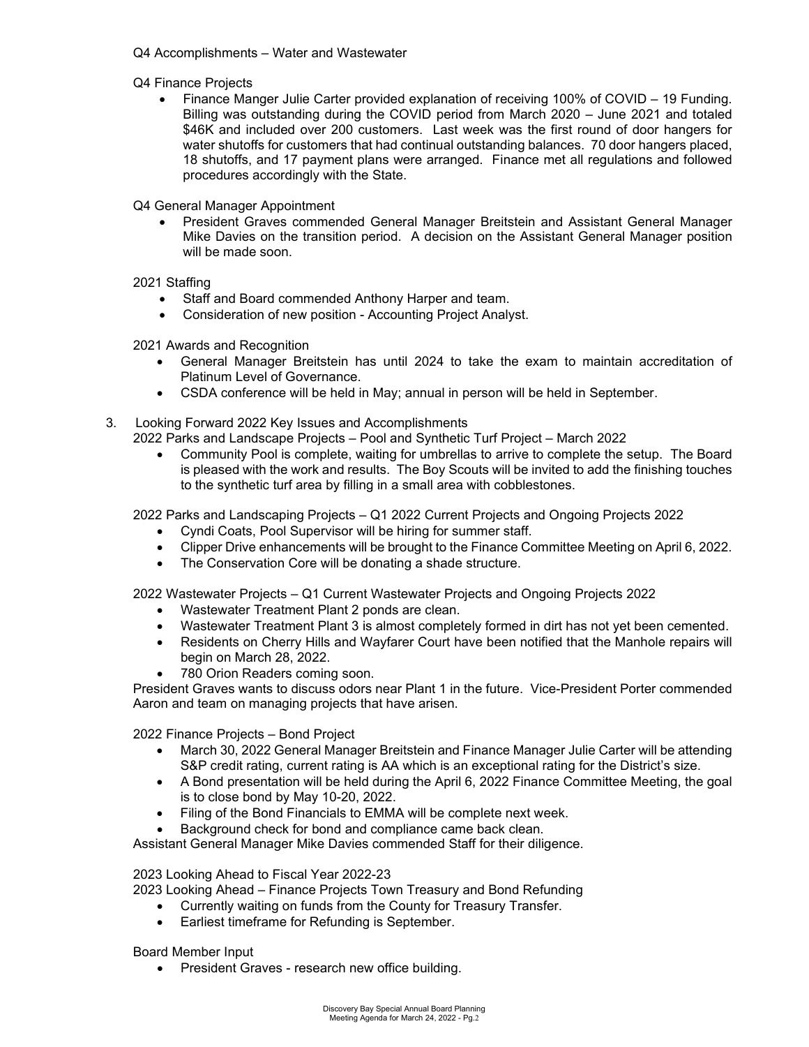Q4 Accomplishments – Water and Wastewater

Q4 Finance Projects

- Finance Manger Julie Carter provided explanation of receiving 100% of COVID – 19 Funding. Billing was outstanding during the COVID period from March 2020 – June 2021 and totaled $46K and included over 200 customers. Last week was the first round of door hangers for water shutoffs for customers that had continual outstanding balances. 70 door hangers placed, 18 shutoffs, and 17 payment plans were arranged. Finance met all regulations and followed procedures accordingly with the State.

Q4 General Manager Appointment

- President Graves commended General Manager Breitstein and Assistant General Manager Mike Davies on the transition period. A decision on the Assistant General Manager position will be made soon.

2021 Staffing

- Staff and Board commended Anthony Harper and team.
- Consideration of new position - Accounting Project Analyst.

2021 Awards and Recognition

- General Manager Breitstein has until 2024 to take the exam to maintain accreditation of Platinum Level of Governance.
- CSDA conference will be held in May; annual in person will be held in September.

3. Looking Forward 2022 Key Issues and Accomplishments

2022 Parks and Landscape Projects – Pool and Synthetic Turf Project – March 2022

- Community Pool is complete, waiting for umbrellas to arrive to complete the setup. The Board is pleased with the work and results. The Boy Scouts will be invited to add the finishing touches to the synthetic turf area by filling in a small area with cobblestones.

2022 Parks and Landscaping Projects – Q1 2022 Current Projects and Ongoing Projects 2022

- Cyndi Coats, Pool Supervisor will be hiring for summer staff.
- Clipper Drive enhancements will be brought to the Finance Committee Meeting on April 6, 2022.
- The Conservation Core will be donating a shade structure.

2022 Wastewater Projects – Q1 Current Wastewater Projects and Ongoing Projects 2022

- Wastewater Treatment Plant 2 ponds are clean.
- Wastewater Treatment Plant 3 is almost completely formed in dirt has not yet been cemented.
- Residents on Cherry Hills and Wayfarer Court have been notified that the Manhole repairs will begin on March 28, 2022.
- 780 Orion Readers coming soon.

President Graves wants to discuss odors near Plant 1 in the future. Vice-President Porter commended Aaron and team on managing projects that have arisen.

2022 Finance Projects – Bond Project

- March 30, 2022 General Manager Breitstein and Finance Manager Julie Carter will be attending S&P credit rating, current rating is AA which is an exceptional rating for the District's size.
- A Bond presentation will be held during the April 6, 2022 Finance Committee Meeting, the goal is to close bond by May 10-20, 2022.
- Filing of the Bond Financials to EMMA will be complete next week.
- Background check for bond and compliance came back clean.

Assistant General Manager Mike Davies commended Staff for their diligence.

2023 Looking Ahead to Fiscal Year 2022-23

2023 Looking Ahead – Finance Projects Town Treasury and Bond Refunding

- Currently waiting on funds from the County for Treasury Transfer.
- Earliest timeframe for Refunding is September.

Board Member Input

- President Graves - research new office building.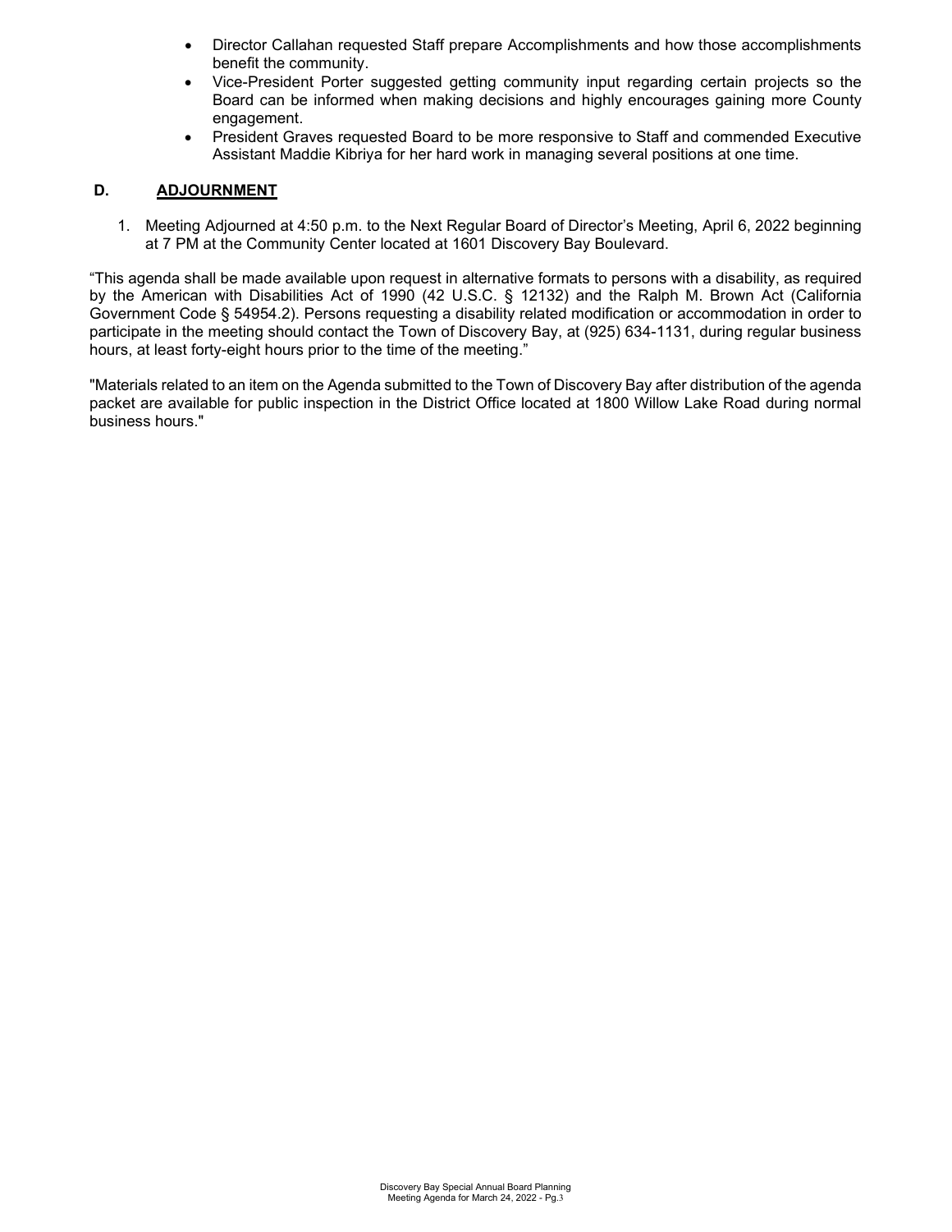- Director Callahan requested Staff prepare Accomplishments and how those accomplishments benefit the community.
- Vice-President Porter suggested getting community input regarding certain projects so the Board can be informed when making decisions and highly encourages gaining more County engagement.
- President Graves requested Board to be more responsive to Staff and commended Executive Assistant Maddie Kibriya for her hard work in managing several positions at one time.

## D. ADJOURNMENT

1. Meeting Adjourned at 4:50 p.m. to the Next Regular Board of Director's Meeting, April 6, 2022 beginning at 7 PM at the Community Center located at 1601 Discovery Bay Boulevard.

"This agenda shall be made available upon request in alternative formats to persons with a disability, as required by the American with Disabilities Act of 1990 (42 U.S.C. § 12132) and the Ralph M. Brown Act (California Government Code § 54954.2). Persons requesting a disability related modification or accommodation in order to participate in the meeting should contact the Town of Discovery Bay, at (925) 634-1131, during regular business hours, at least forty-eight hours prior to the time of the meeting."

"Materials related to an item on the Agenda submitted to the Town of Discovery Bay after distribution of the agenda packet are available for public inspection in the District Office located at 1800 Willow Lake Road during normal business hours."